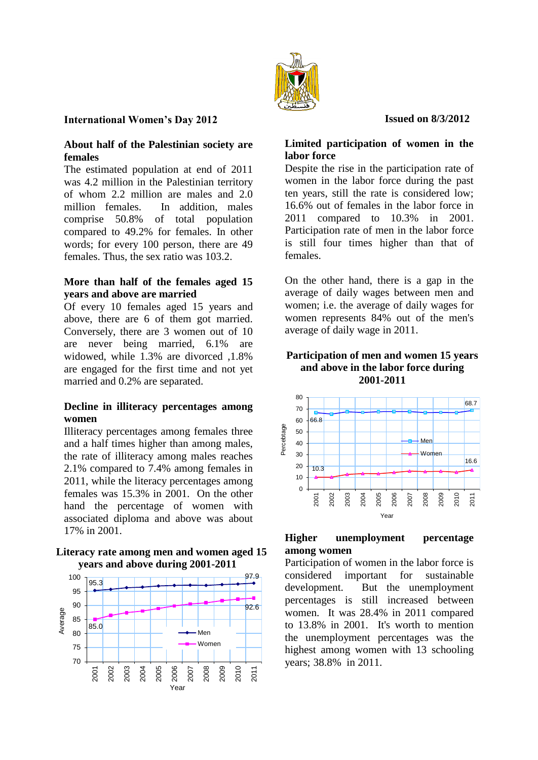International Women's Day 2012

Issued on 8/3/2012

## About half of the Palestinian society are females

The estimated population at end of 2011 was 4.2 million in the Palestinian territory of whom 2.2 million are males and 2.0 million females. In addition, males comprise 50.8% of total population compared to 49.2% for females. In other words; for every 100 person, there are 49 females. Thus, the sex ratio was 103.2.

## More than half of the females aged 15 years and above are married

Of every 10 females aged 15 years and above, there are 6 of them got married. Conversely, there are 3 women out of 10 are never being married, 6.1% are widowed, while 1.3% are divorced ,1.8% are engaged for the first time and not yet married and 0.2% are separated.

## Decline in illiteracy percentages among women

Illiteracy percentages among females three and a half times higher than among males, the rate of illiteracy among males reaches 2.1% compared to 7.4% among females in 2011, while the literacy percentages among females was 15.3% in 2001. On the other hand the percentage of women with associated diploma and above was about 17% in 2001.

**Literacy rate among men and women aged 15 years and above during 2001-2011**

| Year | 2001 | 2011 |
|---|---|---|
| Men | 95.3 | 97.9 |
| Women | 85.0 | 92.6 |

## Limited participation of women in the labor force

Despite the rise in the participation rate of women in the labor force during the past ten years, still the rate is considered low; 16.6% out of females in the labor force in 2011 compared to 10.3% in 2001. Participation rate of men in the labor force is still four times higher than that of females.

On the other hand, there is a gap in the average of daily wages between men and women; i.e. the average of daily wages for women represents 84% out of the men's average of daily wage in 2011.

**Participation of men and women 15 years and above in the labor force during 2001-2011**

| Year | 2001 | 2011 |
|---|---|---|
| Men | 66.8 | 68.7 |
| Women | 10.3 | 16.6 |

## Higher unemployment percentage among women

Participation of women in the labor force is considered important for sustainable development. But the unemployment percentages is still increased between women. It was 28.4% in 2011 compared to 13.8% in 2001. It's worth to mention the unemployment percentages was the highest among women with 13 schooling years; 38.8% in 2011.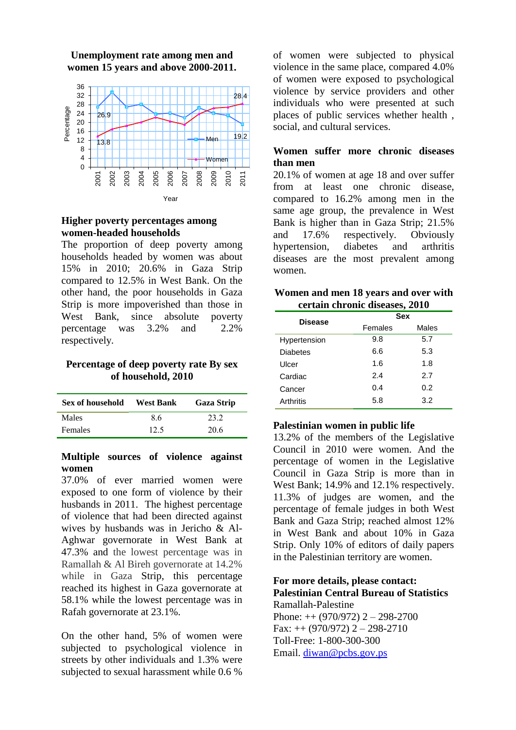**Unemployment rate among men and women 15 years and above 2000-2011.**

36
32
28
24
20
16
12
8
4
0

Percentage

26.9
13.8
28.4
19.2

Men
Women

2001 2002 2003 2004 2005 2006 2007 2008 2009 2010 2011

Year

### Higher poverty percentages among women-headed households

The proportion of deep poverty among households headed by women was about 15% in 2010; 20.6% in Gaza Strip compared to 12.5% in West Bank. On the other hand, the poor households in Gaza Strip is more impoverished than those in West Bank, since absolute poverty percentage was 3.2% and 2.2% respectively.

**Percentage of deep poverty rate By sex of household, 2010**

| Sex of household | West Bank | Gaza Strip |
|---|---|---|
| Males | 8.6 | 23.2 |
| Females | 12.5 | 20.6 |

### Multiple sources of violence against women

37.0% of ever married women were exposed to one form of violence by their husbands in 2011. The highest percentage of violence that had been directed against wives by husbands was in Jericho & Al-Aghwar governorate in West Bank at 47.3% and the lowest percentage was in Ramallah & Al Bireh governorate at 14.2% while in Gaza Strip, this percentage reached its highest in Gaza governorate at 58.1% while the lowest percentage was in Rafah governorate at 23.1%.

On the other hand, 5% of women were subjected to psychological violence in streets by other individuals and 1.3% were subjected to sexual harassment while 0.6 % of women were subjected to physical violence in the same place, compared 4.0% of women were exposed to psychological violence by service providers and other individuals who were presented at such places of public services whether health , social, and cultural services.

### Women suffer more chronic diseases than men

20.1% of women at age 18 and over suffer from at least one chronic disease, compared to 16.2% among men in the same age group, the prevalence in West Bank is higher than in Gaza Strip; 21.5% and 17.6% respectively. Obviously hypertension, diabetes and arthritis diseases are the most prevalent among women.

**Women and men 18 years and over with certain chronic diseases, 2010**

| Disease | Sex | |
|---|---|---|
| | Females | Males |
| Hypertension | 9.8 | 5.7 |
| Diabetes | 6.6 | 5.3 |
| Ulcer | 1.6 | 1.8 |
| Cardiac | 2.4 | 2.7 |
| Cancer | 0.4 | 0.2 |
| Arthritis | 5.8 | 3.2 |

### Palestinian women in public life

13.2% of the members of the Legislative Council in 2010 were women. And the percentage of women in the Legislative Council in Gaza Strip is more than in West Bank; 14.9% and 12.1% respectively. 11.3% of judges are women, and the percentage of female judges in both West Bank and Gaza Strip; reached almost 12% in West Bank and about 10% in Gaza Strip. Only 10% of editors of daily papers in the Palestinian territory are women.

**For more details, please contact:**
**Palestinian Central Bureau of Statistics**
Ramallah-Palestine
Phone: ++ (970/972) 2 – 298-2700
Fax: ++ (970/972) 2 – 298-2710
Toll-Free: 1-800-300-300
Email. diwan@pcbs.gov.ps